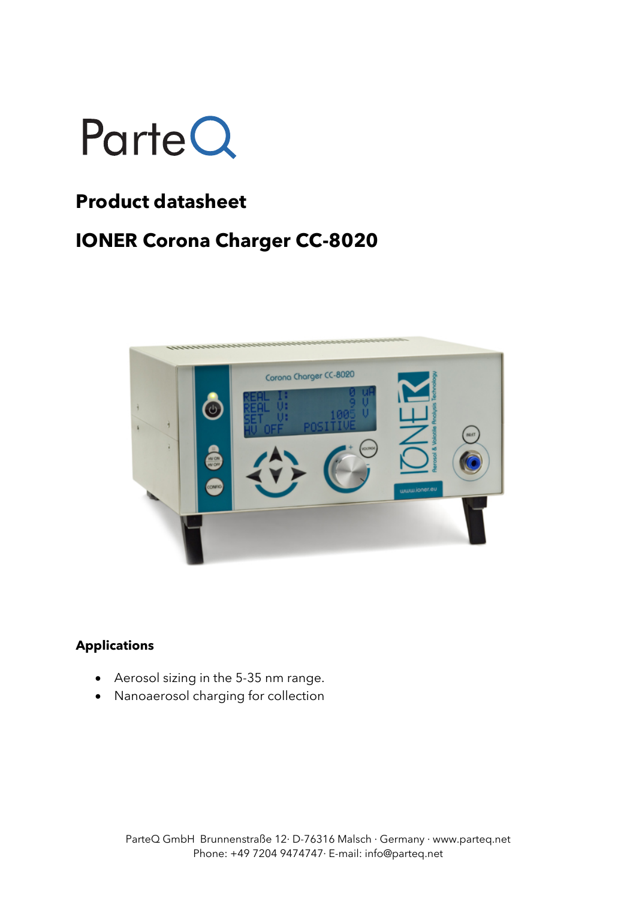ParteQ

# Product datasheet

## IONER Corona Charger CC-8020

### Applications

- Aerosol sizing in the 5-35 nm range.
- Nanoaerosol charging for collection

ParteQ GmbH Brunnenstraße 12· D-76316 Malsch · Germany · www.parteq.net
Phone: +49 7204 9474747· E-mail: info@parteq.net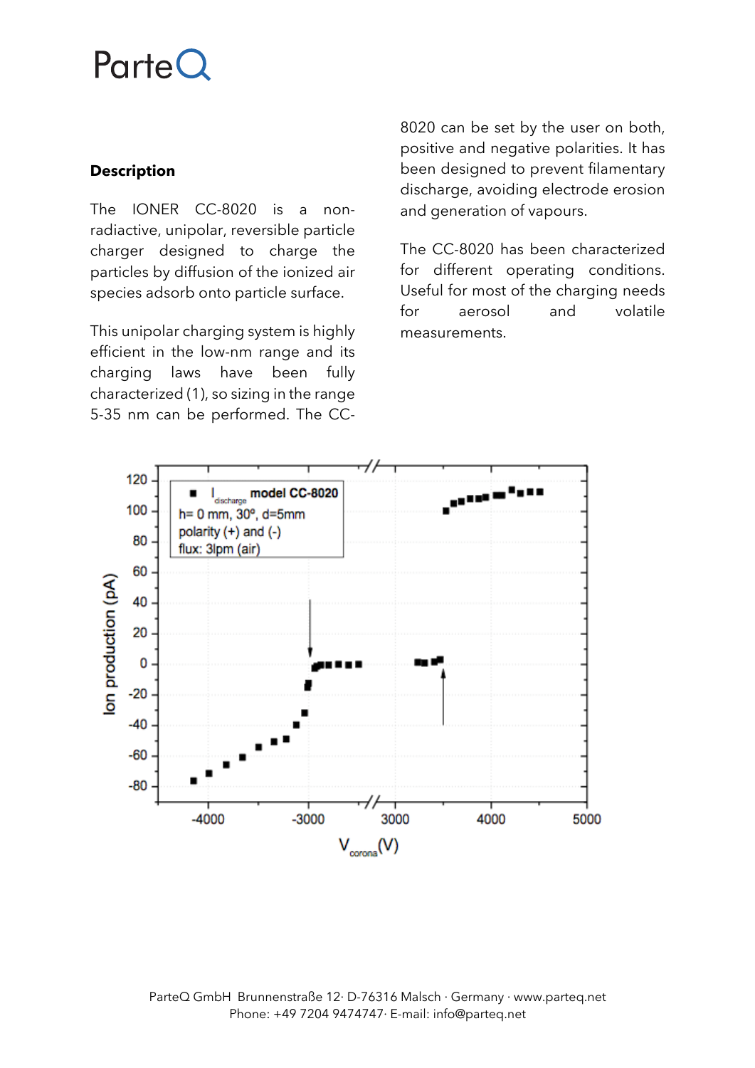## Description

The IONER CC-8020 is a non-radiactive, unipolar, reversible particle charger designed to charge the particles by diffusion of the ionized air species adsorb onto particle surface.

This unipolar charging system is highly efficient in the low-nm range and its charging laws have been fully characterized (1), so sizing in the range 5-35 nm can be performed. The CC-8020 can be set by the user on both, positive and negative polarities. It has been designed to prevent filamentary discharge, avoiding electrode erosion and generation of vapours.

The CC-8020 has been characterized for different operating conditions. Useful for most of the charging needs for aerosol and volatile measurements.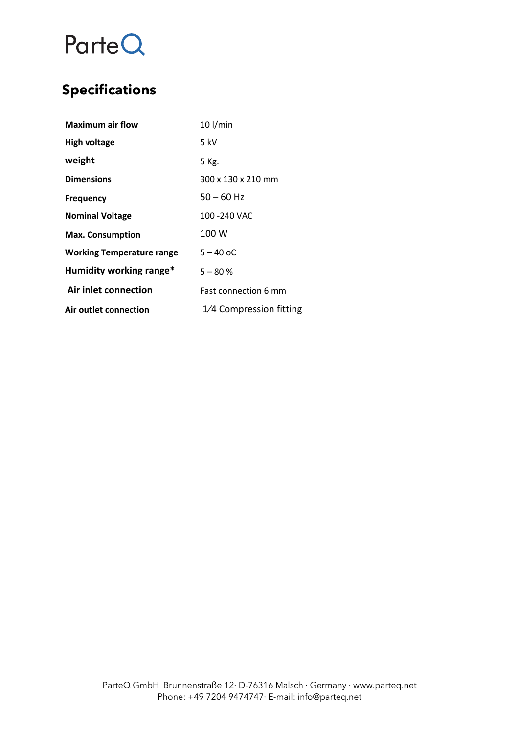ParteQ

## Specifications

| | |
|---|---|
| **Maximum air flow** | 10 l/min |
| **High voltage** | 5 kV |
| **weight** | 5 Kg. |
| **Dimensions** | 300 x 130 x 210 mm |
| **Frequency** | 50 – 60 Hz |
| **Nominal Voltage** | 100 -240 VAC |
| **Max. Consumption** | 100 W |
| **Working Temperature range** | 5 – 40 oC |
| **Humidity working range*** | 5 – 80 % |
| **Air inlet connection** | Fast connection 6 mm |
| **Air outlet connection** | 1⁄4 Compression fitting |

ParteQ GmbH Brunnenstraße 12· D-76316 Malsch · Germany · www.parteq.net
Phone: +49 7204 9474747· E-mail: info@parteq.net